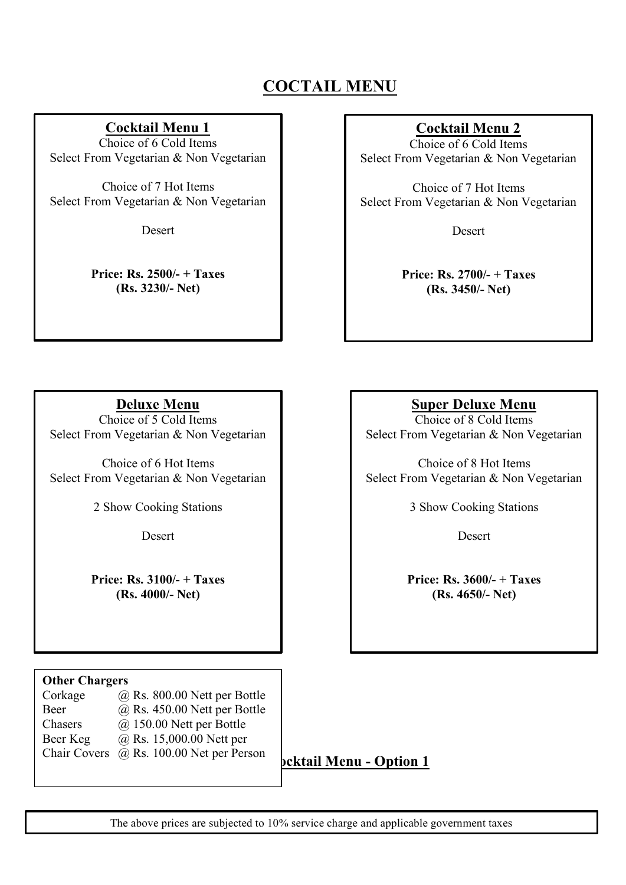# COCTAIL MENU

## Cocktail Menu 1

Choice of 6 Cold Items
Select From Vegetarian & Non Vegetarian

Choice of 7 Hot Items
Select From Vegetarian & Non Vegetarian

Desert

**Price: Rs. 2500/- + Taxes**
**(Rs. 3230/- Net)**

## Cocktail Menu 2

Choice of 6 Cold Items
Select From Vegetarian & Non Vegetarian

Choice of 7 Hot Items
Select From Vegetarian & Non Vegetarian

Desert

**Price: Rs. 2700/- + Taxes**
**(Rs. 3450/- Net)**

## Deluxe Menu

Choice of 5 Cold Items
Select From Vegetarian & Non Vegetarian

Choice of 6 Hot Items
Select From Vegetarian & Non Vegetarian

2 Show Cooking Stations

Desert

**Price: Rs. 3100/- + Taxes**
**(Rs. 4000/- Net)**

## Super Deluxe Menu

Choice of 8 Cold Items
Select From Vegetarian & Non Vegetarian

Choice of 8 Hot Items
Select From Vegetarian & Non Vegetarian

3 Show Cooking Stations

Desert

**Price: Rs. 3600/- + Taxes**
**(Rs. 4650/- Net)**

**Other Chargers**

| | |
|---|---|
| Corkage | @ Rs. 800.00 Nett per Bottle |
| Beer | @ Rs. 450.00 Nett per Bottle |
| Chasers | @ 150.00 Nett per Bottle |
| Beer Keg | @ Rs. 15,000.00 Nett per |
| Chair Covers | @ Rs. 100.00 Net per Person |

**ocktail Menu - Option 1**

The above prices are subjected to 10% service charge and applicable government taxes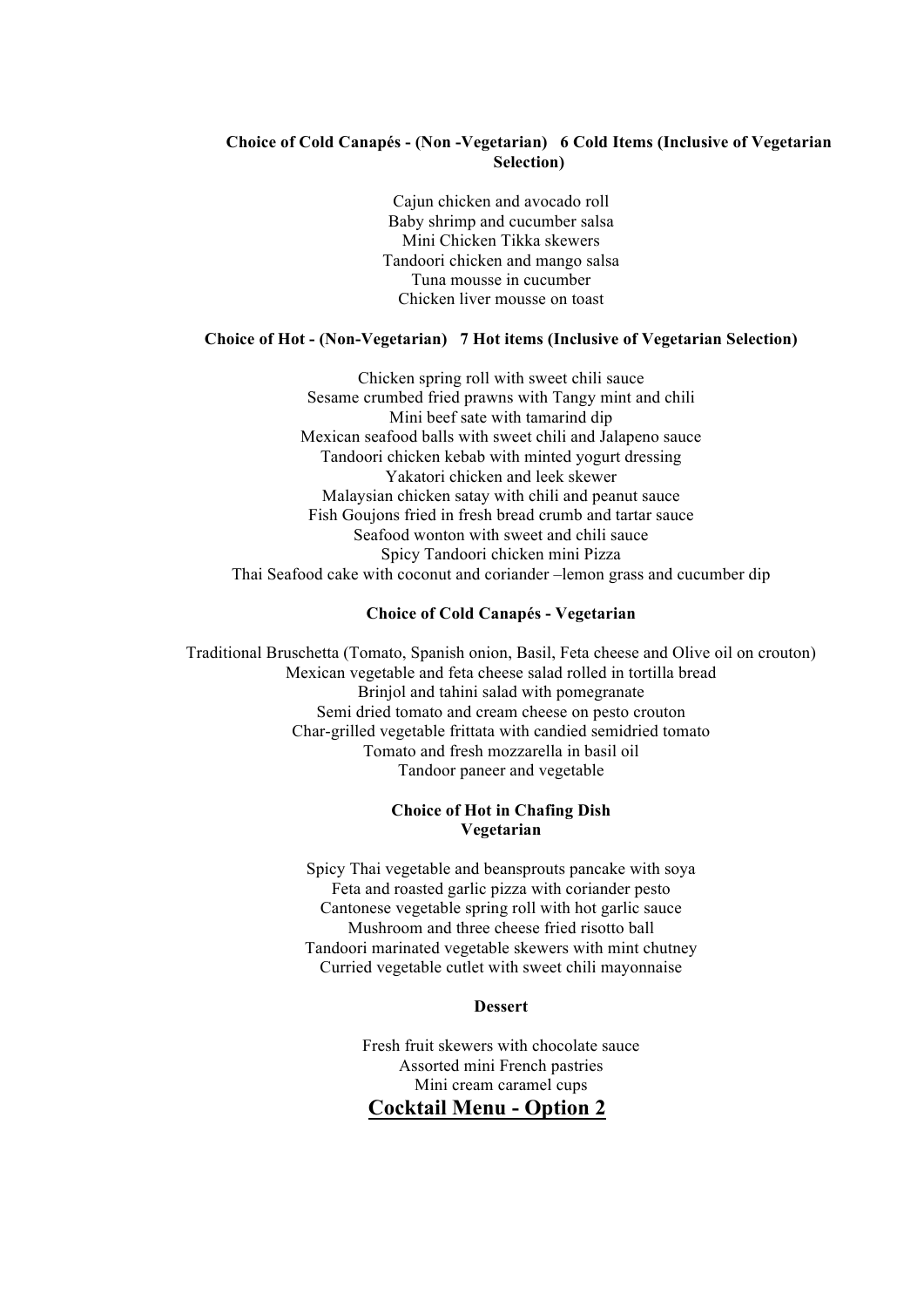**Choice of Cold Canapés - (Non -Vegetarian) 6 Cold Items (Inclusive of Vegetarian Selection)**

Cajun chicken and avocado roll
Baby shrimp and cucumber salsa
Mini Chicken Tikka skewers
Tandoori chicken and mango salsa
Tuna mousse in cucumber
Chicken liver mousse on toast

**Choice of Hot - (Non-Vegetarian) 7 Hot items (Inclusive of Vegetarian Selection)**

Chicken spring roll with sweet chili sauce
Sesame crumbed fried prawns with Tangy mint and chili
Mini beef sate with tamarind dip
Mexican seafood balls with sweet chili and Jalapeno sauce
Tandoori chicken kebab with minted yogurt dressing
Yakatori chicken and leek skewer
Malaysian chicken satay with chili and peanut sauce
Fish Goujons fried in fresh bread crumb and tartar sauce
Seafood wonton with sweet and chili sauce
Spicy Tandoori chicken mini Pizza
Thai Seafood cake with coconut and coriander –lemon grass and cucumber dip

**Choice of Cold Canapés - Vegetarian**

Traditional Bruschetta (Tomato, Spanish onion, Basil, Feta cheese and Olive oil on crouton)
Mexican vegetable and feta cheese salad rolled in tortilla bread
Brinjol and tahini salad with pomegranate
Semi dried tomato and cream cheese on pesto crouton
Char-grilled vegetable frittata with candied semidried tomato
Tomato and fresh mozzarella in basil oil
Tandoor paneer and vegetable

**Choice of Hot in Chafing Dish**
**Vegetarian**

Spicy Thai vegetable and beansprouts pancake with soya
Feta and roasted garlic pizza with coriander pesto
Cantonese vegetable spring roll with hot garlic sauce
Mushroom and three cheese fried risotto ball
Tandoori marinated vegetable skewers with mint chutney
Curried vegetable cutlet with sweet chili mayonnaise

**Dessert**

Fresh fruit skewers with chocolate sauce
Assorted mini French pastries
Mini cream caramel cups

## Cocktail Menu - Option 2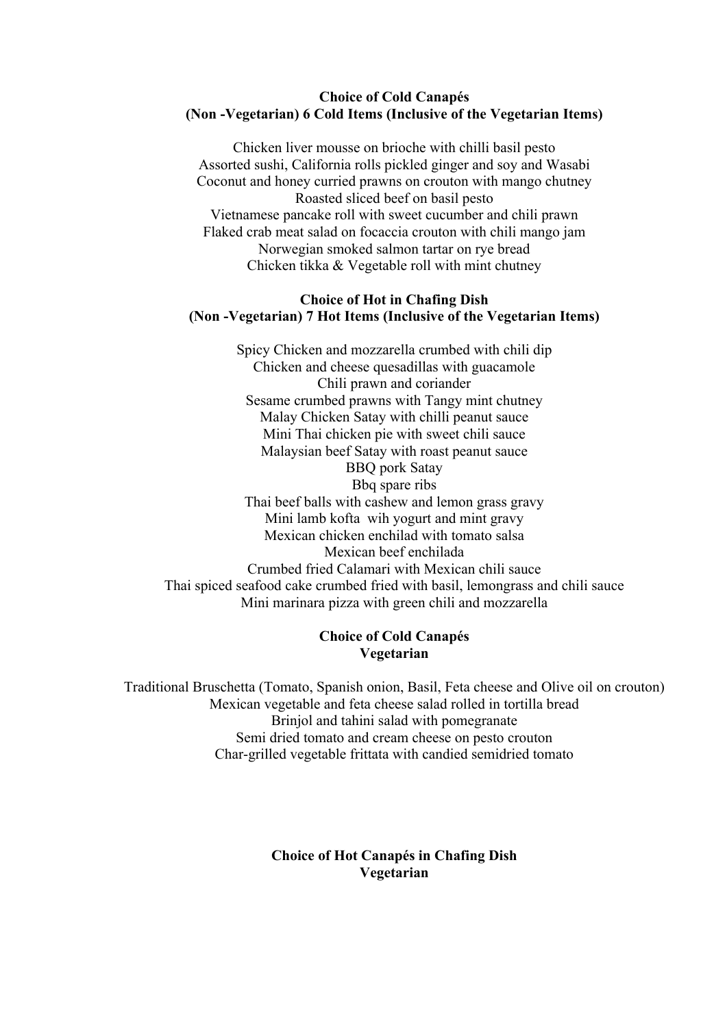**Choice of Cold Canapés**
**(Non -Vegetarian) 6 Cold Items (Inclusive of the Vegetarian Items)**

Chicken liver mousse on brioche with chilli basil pesto
Assorted sushi, California rolls pickled ginger and soy and Wasabi
Coconut and honey curried prawns on crouton with mango chutney
Roasted sliced beef on basil pesto
Vietnamese pancake roll with sweet cucumber and chili prawn
Flaked crab meat salad on focaccia crouton with chili mango jam
Norwegian smoked salmon tartar on rye bread
Chicken tikka & Vegetable roll with mint chutney

**Choice of Hot in Chafing Dish**
**(Non -Vegetarian) 7 Hot Items (Inclusive of the Vegetarian Items)**

Spicy Chicken and mozzarella crumbed with chili dip
Chicken and cheese quesadillas with guacamole
Chili prawn and coriander
Sesame crumbed prawns with Tangy mint chutney
Malay Chicken Satay with chilli peanut sauce
Mini Thai chicken pie with sweet chili sauce
Malaysian beef Satay with roast peanut sauce
BBQ pork Satay
Bbq spare ribs
Thai beef balls with cashew and lemon grass gravy
Mini lamb kofta wih yogurt and mint gravy
Mexican chicken enchilad with tomato salsa
Mexican beef enchilada
Crumbed fried Calamari with Mexican chili sauce
Thai spiced seafood cake crumbed fried with basil, lemongrass and chili sauce
Mini marinara pizza with green chili and mozzarella

**Choice of Cold Canapés**
**Vegetarian**

Traditional Bruschetta (Tomato, Spanish onion, Basil, Feta cheese and Olive oil on crouton)
Mexican vegetable and feta cheese salad rolled in tortilla bread
Brinjol and tahini salad with pomegranate
Semi dried tomato and cream cheese on pesto crouton
Char-grilled vegetable frittata with candied semidried tomato

**Choice of Hot Canapés in Chafing Dish**
**Vegetarian**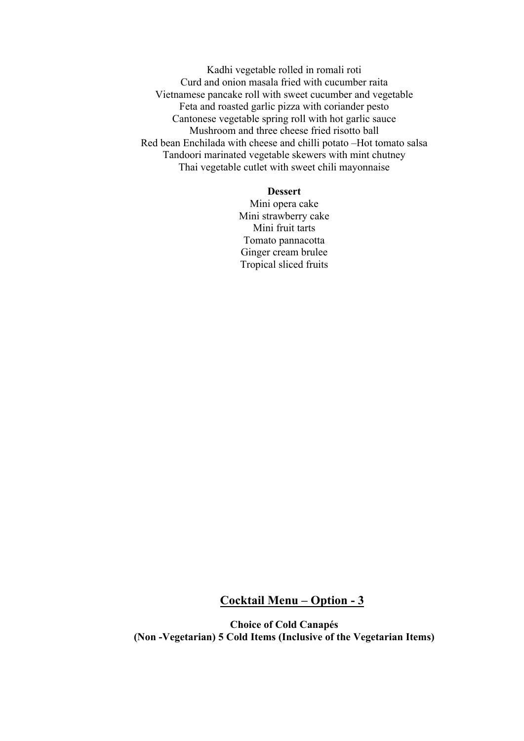Kadhi vegetable rolled in romali roti
Curd and onion masala fried with cucumber raita
Vietnamese pancake roll with sweet cucumber and vegetable
Feta and roasted garlic pizza with coriander pesto
Cantonese vegetable spring roll with hot garlic sauce
Mushroom and three cheese fried risotto ball
Red bean Enchilada with cheese and chilli potato –Hot tomato salsa
Tandoori marinated vegetable skewers with mint chutney
Thai vegetable cutlet with sweet chili mayonnaise

**Dessert**

Mini opera cake
Mini strawberry cake
Mini fruit tarts
Tomato pannacotta
Ginger cream brulee
Tropical sliced fruits

## Cocktail Menu – Option - 3

**Choice of Cold Canapés**
**(Non -Vegetarian) 5 Cold Items (Inclusive of the Vegetarian Items)**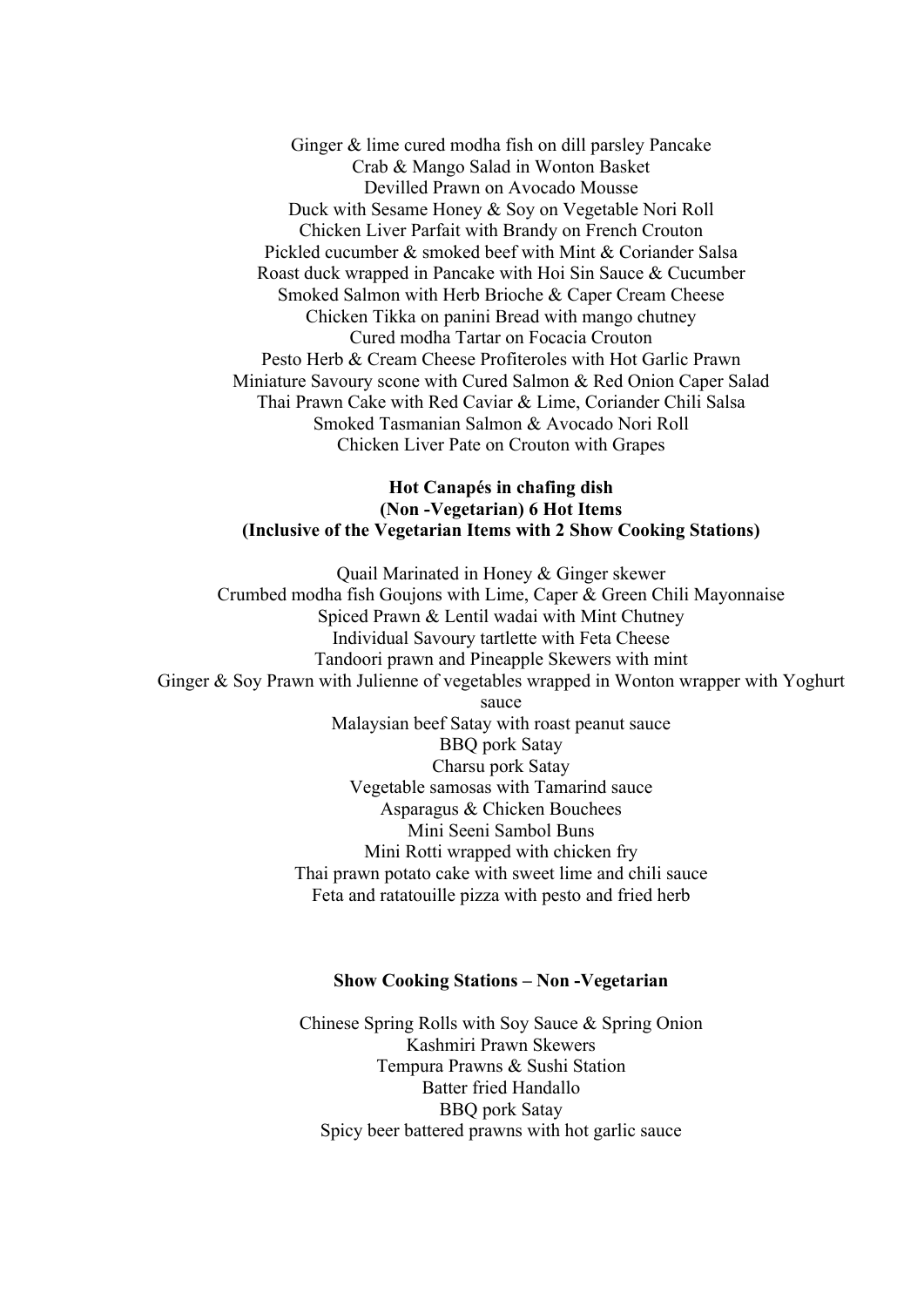Ginger & lime cured modha fish on dill parsley Pancake
Crab & Mango Salad in Wonton Basket
Devilled Prawn on Avocado Mousse
Duck with Sesame Honey & Soy on Vegetable Nori Roll
Chicken Liver Parfait with Brandy on French Crouton
Pickled cucumber & smoked beef with Mint & Coriander Salsa
Roast duck wrapped in Pancake with Hoi Sin Sauce & Cucumber
Smoked Salmon with Herb Brioche & Caper Cream Cheese
Chicken Tikka on panini Bread with mango chutney
Cured modha Tartar on Focacia Crouton
Pesto Herb & Cream Cheese Profiteroles with Hot Garlic Prawn
Miniature Savoury scone with Cured Salmon & Red Onion Caper Salad
Thai Prawn Cake with Red Caviar & Lime, Coriander Chili Salsa
Smoked Tasmanian Salmon & Avocado Nori Roll
Chicken Liver Pate on Crouton with Grapes

**Hot Canapés in chafing dish**
**(Non -Vegetarian) 6 Hot Items**
**(Inclusive of the Vegetarian Items with 2 Show Cooking Stations)**

Quail Marinated in Honey & Ginger skewer
Crumbed modha fish Goujons with Lime, Caper & Green Chili Mayonnaise
Spiced Prawn & Lentil wadai with Mint Chutney
Individual Savoury tartlette with Feta Cheese
Tandoori prawn and Pineapple Skewers with mint
Ginger & Soy Prawn with Julienne of vegetables wrapped in Wonton wrapper with Yoghurt sauce
Malaysian beef Satay with roast peanut sauce
BBQ pork Satay
Charsu pork Satay
Vegetable samosas with Tamarind sauce
Asparagus & Chicken Bouchees
Mini Seeni Sambol Buns
Mini Rotti wrapped with chicken fry
Thai prawn potato cake with sweet lime and chili sauce
Feta and ratatouille pizza with pesto and fried herb

**Show Cooking Stations – Non -Vegetarian**

Chinese Spring Rolls with Soy Sauce & Spring Onion
Kashmiri Prawn Skewers
Tempura Prawns & Sushi Station
Batter fried Handallo
BBQ pork Satay
Spicy beer battered prawns with hot garlic sauce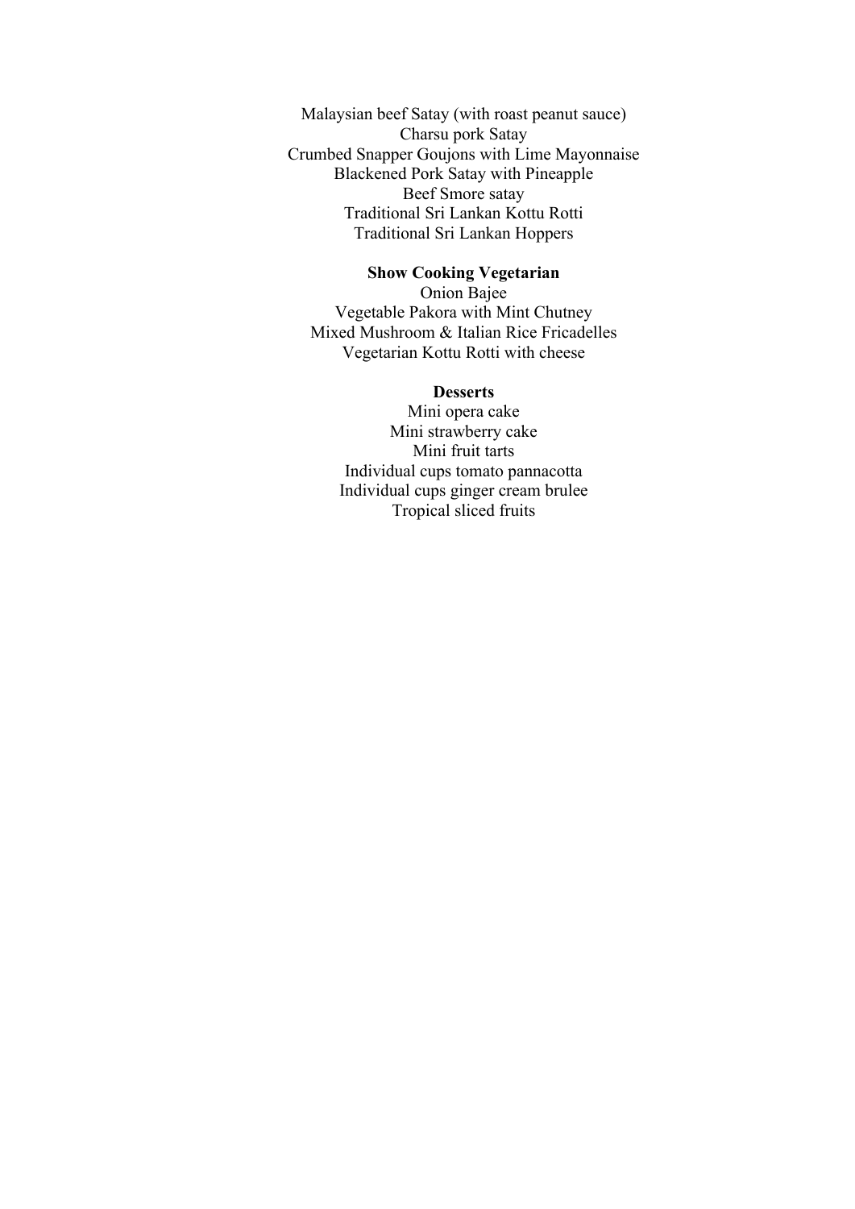Malaysian beef Satay (with roast peanut sauce)
Charsu pork Satay
Crumbed Snapper Goujons with Lime Mayonnaise
Blackened Pork Satay with Pineapple
Beef Smore satay
Traditional Sri Lankan Kottu Rotti
Traditional Sri Lankan Hoppers

**Show Cooking Vegetarian**

Onion Bajee
Vegetable Pakora with Mint Chutney
Mixed Mushroom & Italian Rice Fricadelles
Vegetarian Kottu Rotti with cheese

**Desserts**

Mini opera cake
Mini strawberry cake
Mini fruit tarts
Individual cups tomato pannacotta
Individual cups ginger cream brulee
Tropical sliced fruits